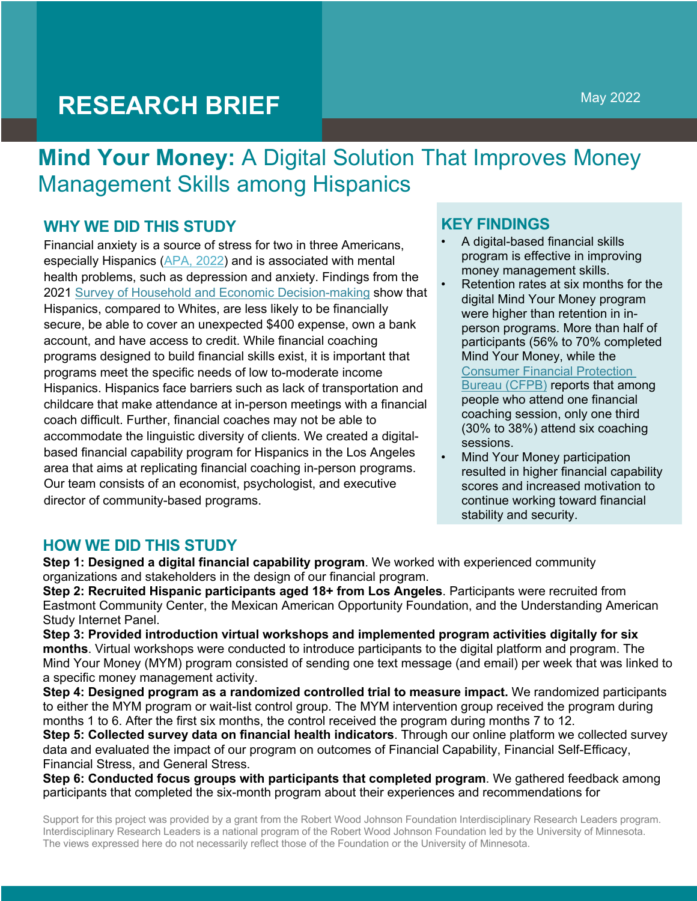RESEARCH BRIEF

May 2022

# **Mind Your Money:** A Digital Solution That Improves Money Management Skills among Hispanics

## WHY WE DID THIS STUDY

Financial anxiety is a source of stress for two in three Americans, especially Hispanics (APA, 2022) and is associated with mental health problems, such as depression and anxiety. Findings from the 2021 Survey of Household and Economic Decision-making show that Hispanics, compared to Whites, are less likely to be financially secure, be able to cover an unexpected $400 expense, own a bank account, and have access to credit. While financial coaching programs designed to build financial skills exist, it is important that programs meet the specific needs of low to-moderate income Hispanics. Hispanics face barriers such as lack of transportation and childcare that make attendance at in-person meetings with a financial coach difficult. Further, financial coaches may not be able to accommodate the linguistic diversity of clients. We created a digital-based financial capability program for Hispanics in the Los Angeles area that aims at replicating financial coaching in-person programs. Our team consists of an economist, psychologist, and executive director of community-based programs.

## KEY FINDINGS

- A digital-based financial skills program is effective in improving money management skills.
- Retention rates at six months for the digital Mind Your Money program were higher than retention in in-person programs. More than half of participants (56% to 70% completed Mind Your Money, while the Consumer Financial Protection Bureau (CFPB) reports that among people who attend one financial coaching session, only one third (30% to 38%) attend six coaching sessions.
- Mind Your Money participation resulted in higher financial capability scores and increased motivation to continue working toward financial stability and security.

## HOW WE DID THIS STUDY

**Step 1: Designed a digital financial capability program**. We worked with experienced community organizations and stakeholders in the design of our financial program.
**Step 2: Recruited Hispanic participants aged 18+ from Los Angeles**. Participants were recruited from Eastmont Community Center, the Mexican American Opportunity Foundation, and the Understanding American Study Internet Panel.
**Step 3: Provided introduction virtual workshops and implemented program activities digitally for six months**. Virtual workshops were conducted to introduce participants to the digital platform and program. The Mind Your Money (MYM) program consisted of sending one text message (and email) per week that was linked to a specific money management activity.
**Step 4: Designed program as a randomized controlled trial to measure impact.** We randomized participants to either the MYM program or wait-list control group. The MYM intervention group received the program during months 1 to 6. After the first six months, the control received the program during months 7 to 12.
**Step 5: Collected survey data on financial health indicators**. Through our online platform we collected survey data and evaluated the impact of our program on outcomes of Financial Capability, Financial Self-Efficacy, Financial Stress, and General Stress.
**Step 6: Conducted focus groups with participants that completed program**. We gathered feedback among participants that completed the six-month program about their experiences and recommendations for

Support for this project was provided by a grant from the Robert Wood Johnson Foundation Interdisciplinary Research Leaders program. Interdisciplinary Research Leaders is a national program of the Robert Wood Johnson Foundation led by the University of Minnesota. The views expressed here do not necessarily reflect those of the Foundation or the University of Minnesota.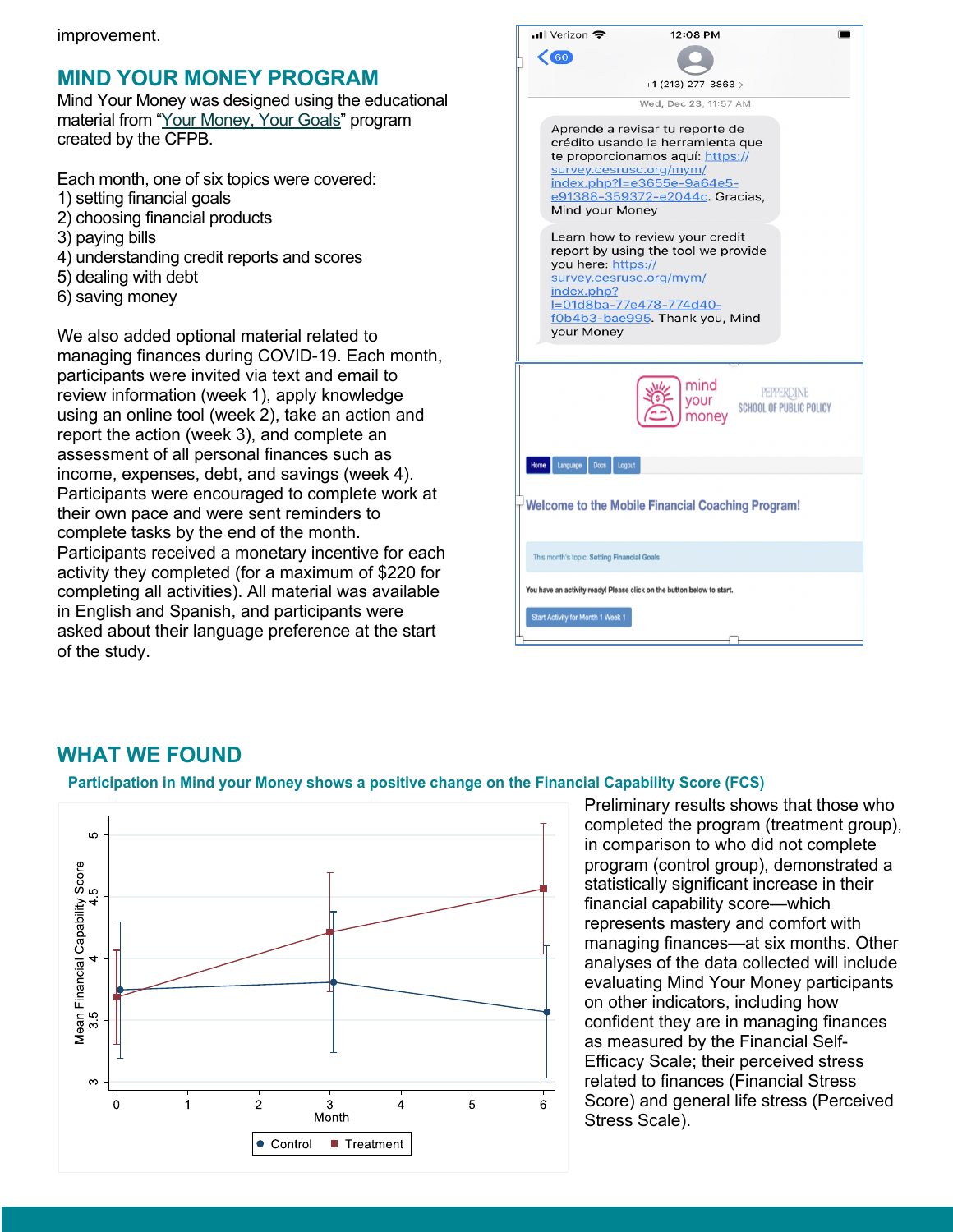improvement.

## MIND YOUR MONEY PROGRAM

Mind Your Money was designed using the educational material from "Your Money, Your Goals" program created by the CFPB.

Each month, one of six topics were covered:
1) setting financial goals
2) choosing financial products
3) paying bills
4) understanding credit reports and scores
5) dealing with debt
6) saving money

We also added optional material related to managing finances during COVID-19. Each month, participants were invited via text and email to review information (week 1), apply knowledge using an online tool (week 2), take an action and report the action (week 3), and complete an assessment of all personal finances such as income, expenses, debt, and savings (week 4). Participants were encouraged to complete work at their own pace and were sent reminders to complete tasks by the end of the month. Participants received a monetary incentive for each activity they completed (for a maximum of $220 for completing all activities). All material was available in English and Spanish, and participants were asked about their language preference at the start of the study.

## WHAT WE FOUND

### Participation in Mind your Money shows a positive change on the Financial Capability Score (FCS)

Preliminary results shows that those who completed the program (treatment group), in comparison to who did not complete program (control group), demonstrated a statistically significant increase in their financial capability score—which represents mastery and comfort with managing finances—at six months. Other analyses of the data collected will include evaluating Mind Your Money participants on other indicators, including how confident they are in managing finances as measured by the Financial Self-Efficacy Scale; their perceived stress related to finances (Financial Stress Score) and general life stress (Perceived Stress Scale).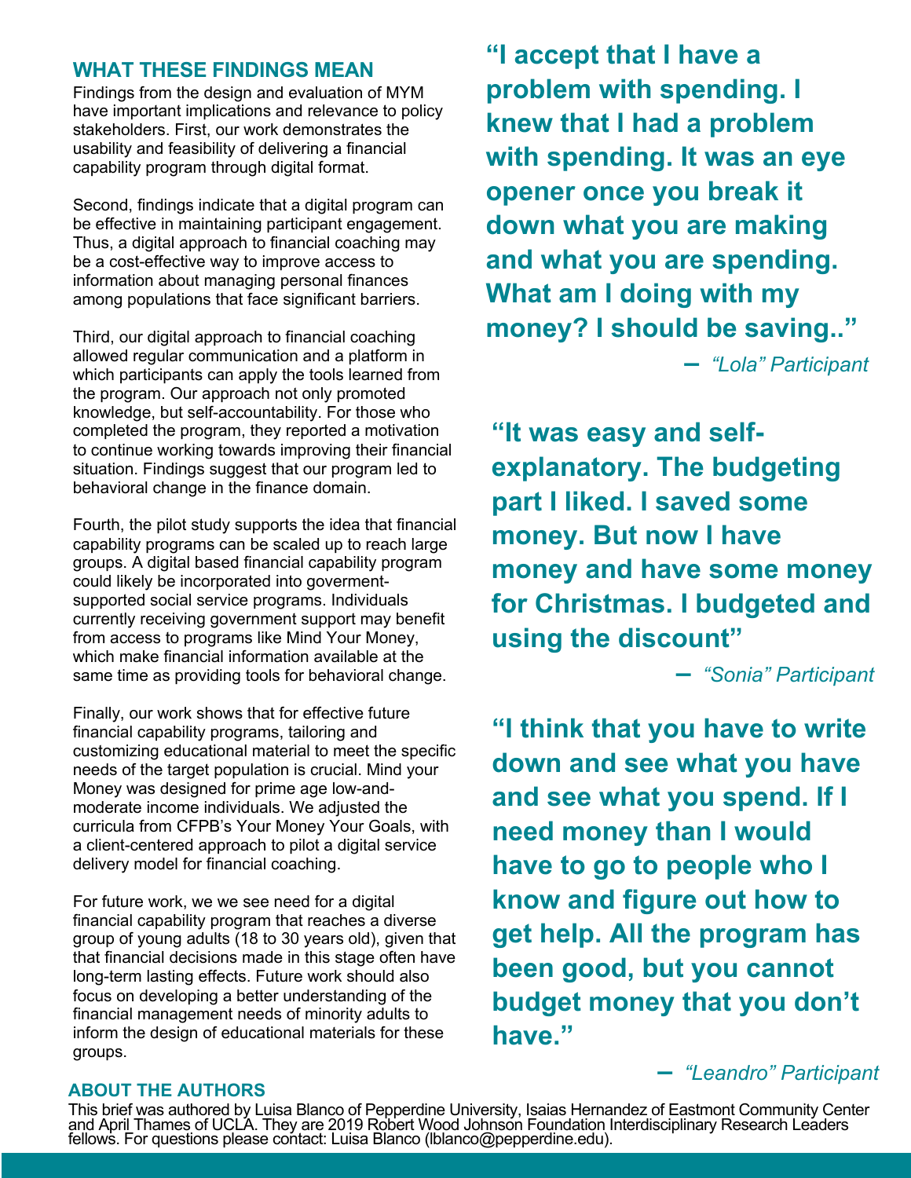## WHAT THESE FINDINGS MEAN

Findings from the design and evaluation of MYM have important implications and relevance to policy stakeholders. First, our work demonstrates the usability and feasibility of delivering a financial capability program through digital format.

Second, findings indicate that a digital program can be effective in maintaining participant engagement. Thus, a digital approach to financial coaching may be a cost-effective way to improve access to information about managing personal finances among populations that face significant barriers.

Third, our digital approach to financial coaching allowed regular communication and a platform in which participants can apply the tools learned from the program. Our approach not only promoted knowledge, but self-accountability. For those who completed the program, they reported a motivation to continue working towards improving their financial situation. Findings suggest that our program led to behavioral change in the finance domain.

Fourth, the pilot study supports the idea that financial capability programs can be scaled up to reach large groups. A digital based financial capability program could likely be incorporated into goverment-supported social service programs. Individuals currently receiving government support may benefit from access to programs like Mind Your Money, which make financial information available at the same time as providing tools for behavioral change.

Finally, our work shows that for effective future financial capability programs, tailoring and customizing educational material to meet the specific needs of the target population is crucial. Mind your Money was designed for prime age low-and-moderate income individuals. We adjusted the curricula from CFPB's Your Money Your Goals, with a client-centered approach to pilot a digital service delivery model for financial coaching.

For future work, we we see need for a digital financial capability program that reaches a diverse group of young adults (18 to 30 years old), given that that financial decisions made in this stage often have long-term lasting effects. Future work should also focus on developing a better understanding of the financial management needs of minority adults to inform the design of educational materials for these groups.

**"I accept that I have a problem with spending. I knew that I had a problem with spending. It was an eye opener once you break it down what you are making and what you are spending. What am I doing with my money? I should be saving.."**

– *"Lola" Participant*

**"It was easy and self-explanatory. The budgeting part I liked. I saved some money. But now I have money and have some money for Christmas. I budgeted and using the discount"**

– *"Sonia" Participant*

**"I think that you have to write down and see what you have and see what you spend. If I need money than I would have to go to people who I know and figure out how to get help. All the program has been good, but you cannot budget money that you don't have."**

– *"Leandro" Participant*

## ABOUT THE AUTHORS

This brief was authored by Luisa Blanco of Pepperdine University, Isaias Hernandez of Eastmont Community Center and April Thames of UCLA. They are 2019 Robert Wood Johnson Foundation Interdisciplinary Research Leaders fellows. For questions please contact: Luisa Blanco (lblanco@pepperdine.edu).